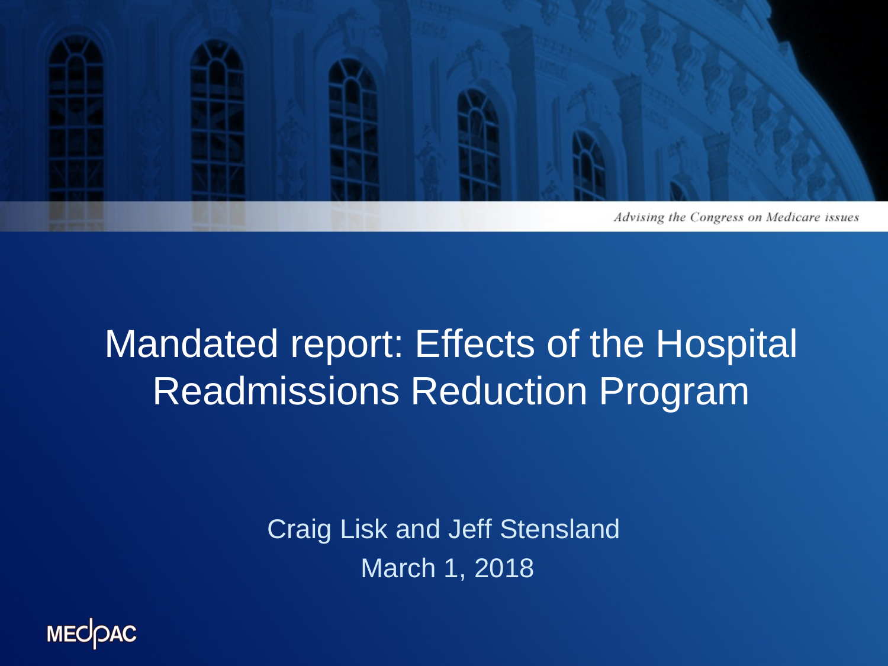*Advising the Congress on Medicare issues*

# Mandated report: Effects of the Hospital Readmissions Reduction Program

Craig Lisk and Jeff Stensland

March 1, 2018

MEDPAC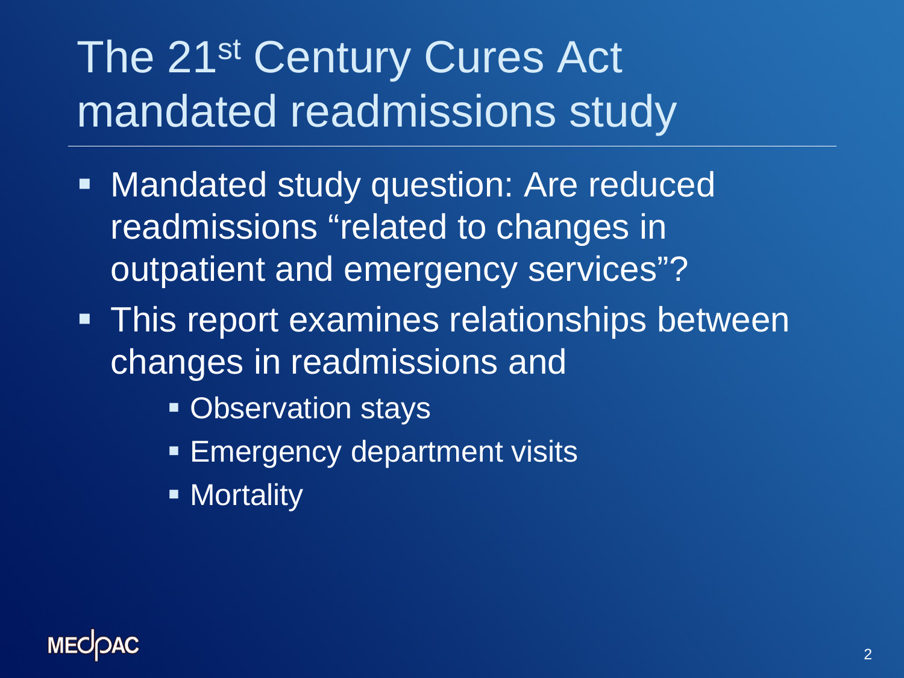# The 21st Century Cures Act mandated readmissions study

- Mandated study question: Are reduced readmissions "related to changes in outpatient and emergency services"?
- This report examines relationships between changes in readmissions and
  - Observation stays
  - Emergency department visits
  - Mortality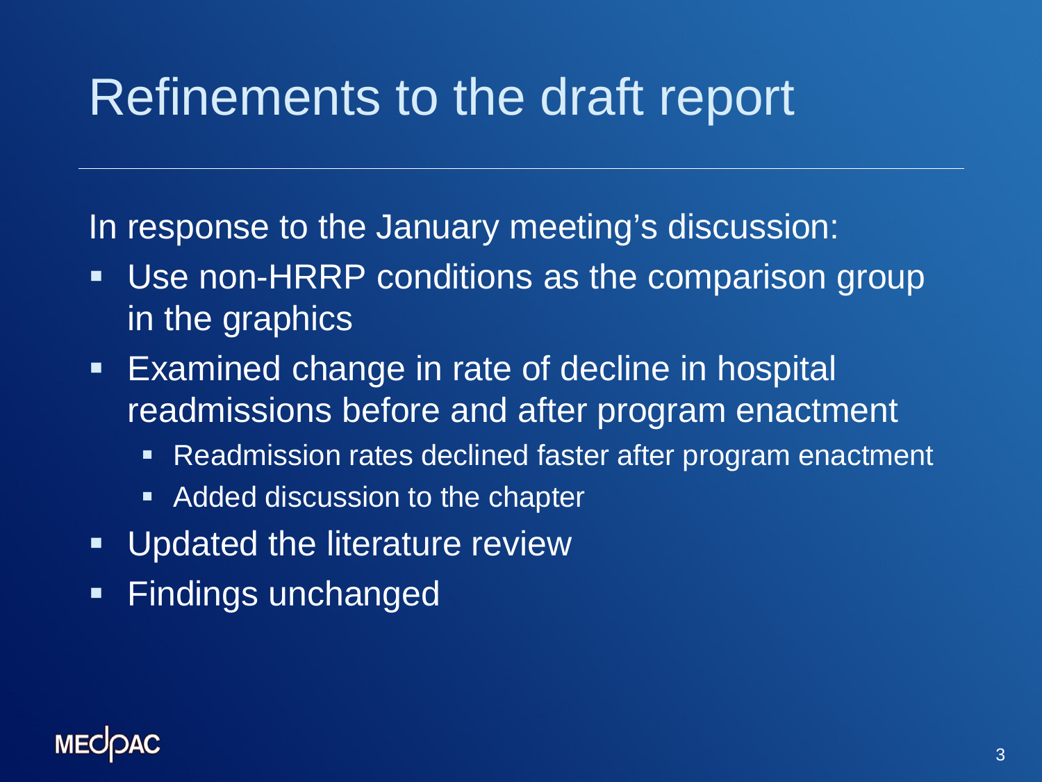# Refinements to the draft report

In response to the January meeting's discussion:

- Use non-HRRP conditions as the comparison group in the graphics
- Examined change in rate of decline in hospital readmissions before and after program enactment
  - Readmission rates declined faster after program enactment
  - Added discussion to the chapter
- Updated the literature review
- Findings unchanged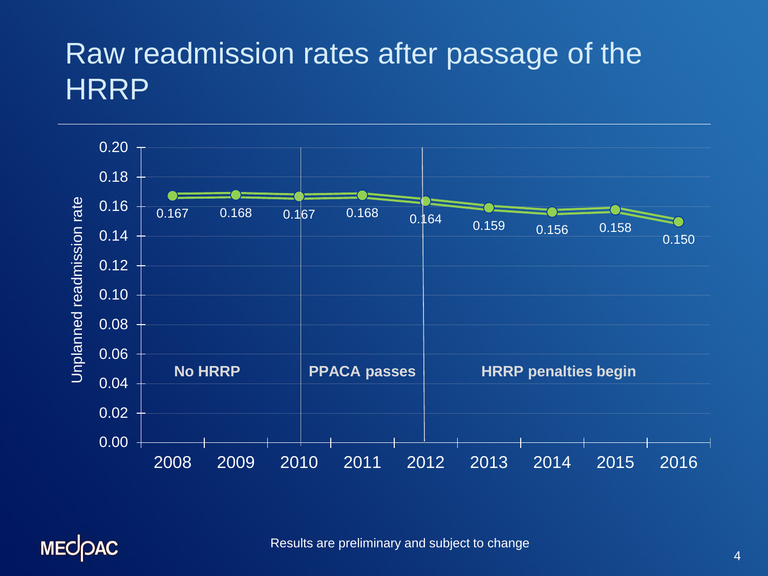# Raw readmission rates after passage of the HRRP

| Year | Unplanned readmission rate |
|---|---|
| 2008 | 0.167 |
| 2009 | 0.168 |
| 2010 | 0.167 |
| 2011 | 0.168 |
| 2012 | 0.164 |
| 2013 | 0.159 |
| 2014 | 0.156 |
| 2015 | 0.158 |
| 2016 | 0.150 |

**No HRRP** (2008–2010) | **PPACA passes** (2010–2012) | **HRRP penalties begin** (2012–2016)

Results are preliminary and subject to change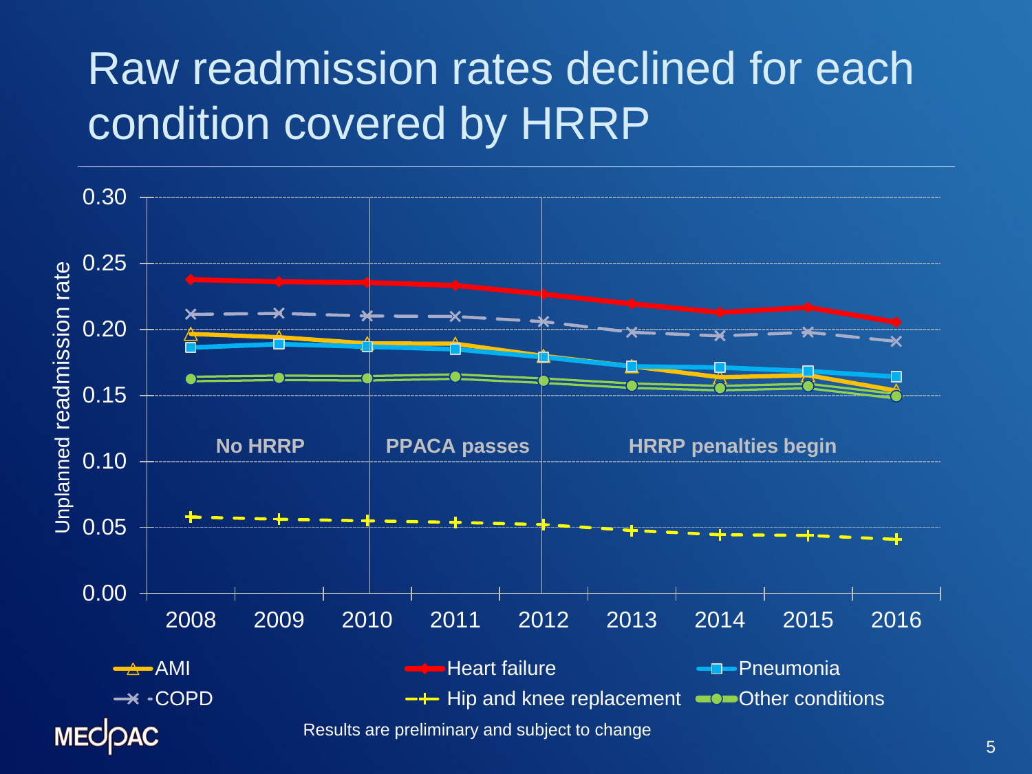# Raw readmission rates declined for each condition covered by HRRP

Unplanned readmission rate

0.30
0.25
0.20
0.15
0.10
0.05
0.00

2008 2009 2010 2011 2012 2013 2014 2015 2016

No HRRP | PPACA passes | HRRP penalties begin

AMI — Heart failure — Pneumonia — COPD — Hip and knee replacement — Other conditions

Results are preliminary and subject to change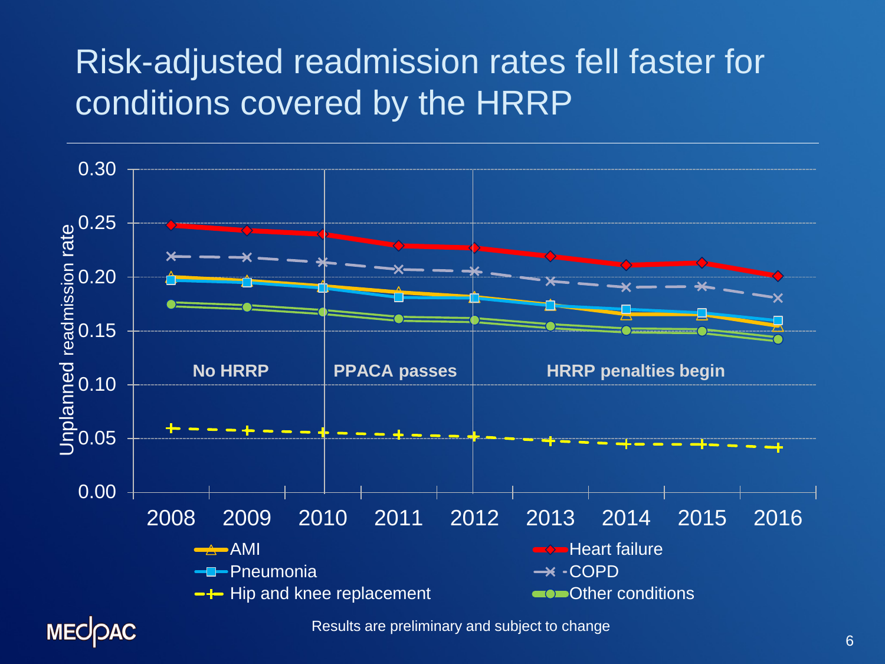# Risk-adjusted readmission rates fell faster for conditions covered by the HRRP

Unplanned readmission rate

| | 2008 | 2009 | 2010 | 2011 | 2012 | 2013 | 2014 | 2015 | 2016 |
|---|---|---|---|---|---|---|---|---|---|
| Heart failure | 0.248 | 0.244 | 0.240 | 0.229 | 0.227 | 0.220 | 0.211 | 0.213 | 0.201 |
| COPD | 0.219 | 0.218 | 0.214 | 0.207 | 0.205 | 0.196 | 0.190 | 0.191 | 0.180 |
| AMI | 0.200 | 0.197 | 0.191 | 0.186 | 0.182 | 0.174 | 0.165 | 0.165 | 0.155 |
| Pneumonia | 0.197 | 0.195 | 0.190 | 0.181 | 0.180 | 0.174 | 0.170 | 0.167 | 0.160 |
| Other conditions | 0.175 | 0.172 | 0.168 | 0.161 | 0.160 | 0.154 | 0.150 | 0.150 | 0.142 |
| Hip and knee replacement | 0.059 | 0.057 | 0.055 | 0.053 | 0.052 | 0.048 | 0.045 | 0.045 | 0.041 |

No HRRP | PPACA passes | HRRP penalties begin

Results are preliminary and subject to change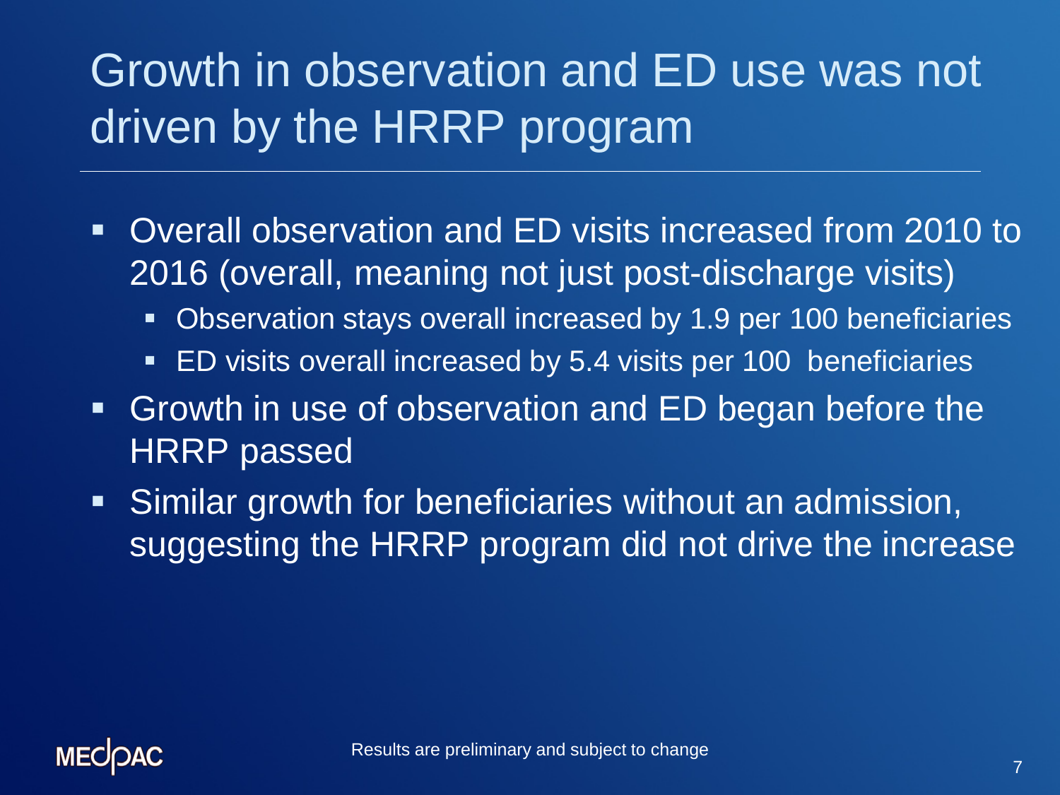# Growth in observation and ED use was not driven by the HRRP program

- Overall observation and ED visits increased from 2010 to 2016 (overall, meaning not just post-discharge visits)
  - Observation stays overall increased by 1.9 per 100 beneficiaries
  - ED visits overall increased by 5.4 visits per 100 beneficiaries
- Growth in use of observation and ED began before the HRRP passed
- Similar growth for beneficiaries without an admission, suggesting the HRRP program did not drive the increase

Results are preliminary and subject to change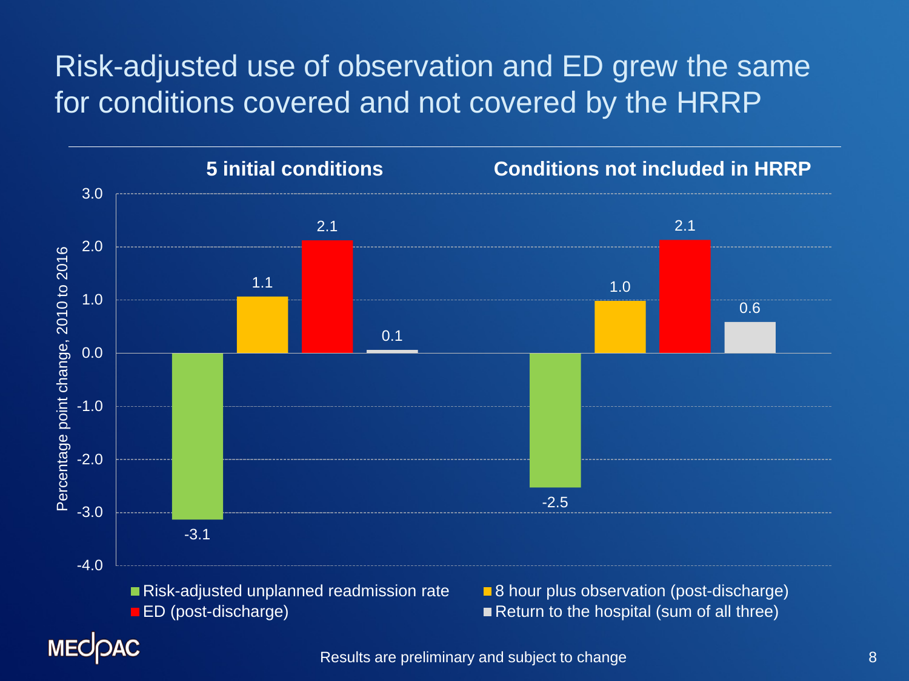# Risk-adjusted use of observation and ED grew the same for conditions covered and not covered by the HRRP

Percentage point change, 2010 to 2016

| | 5 initial conditions | Conditions not included in HRRP |
| --- | --- | --- |
| Risk-adjusted unplanned readmission rate | -3.1 | -2.5 |
| 8 hour plus observation (post-discharge) | 1.1 | 1.0 |
| ED (post-discharge) | 2.1 | 2.1 |
| Return to the hospital (sum of all three) | 0.1 | 0.6 |

Results are preliminary and subject to change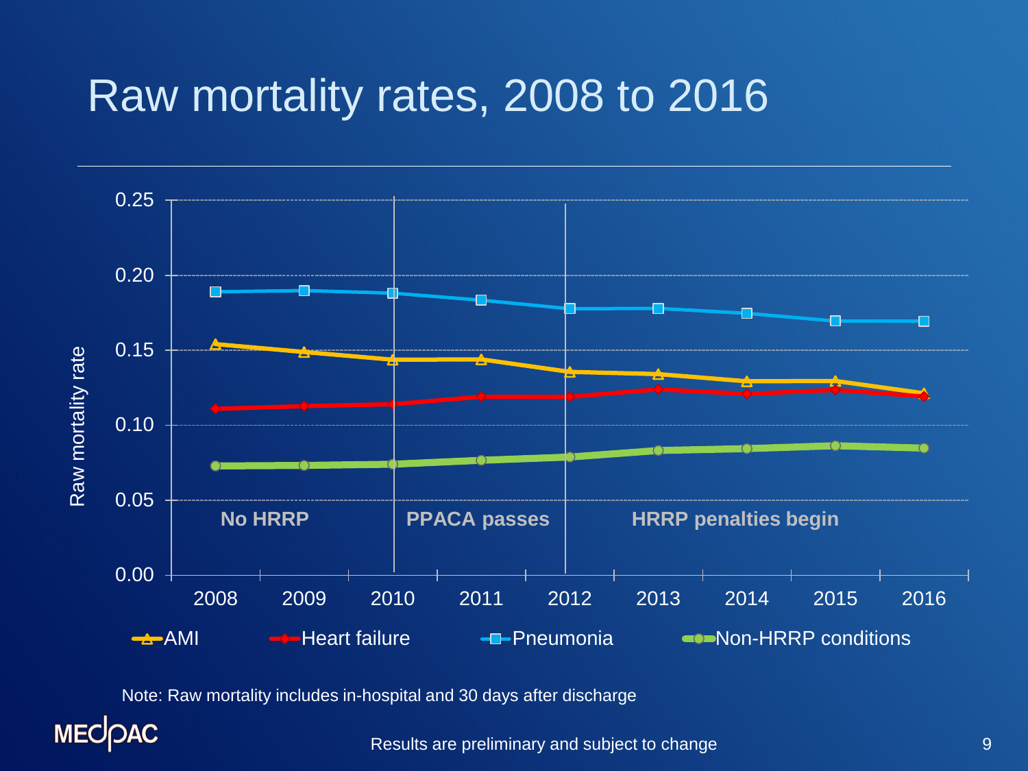# Raw mortality rates, 2008 to 2016

Raw mortality rate

0.25
0.20
0.15
0.10
0.05
0.00

No HRRP | PPACA passes | HRRP penalties begin

2008 2009 2010 2011 2012 2013 2014 2015 2016

AMI | Heart failure | Pneumonia | Non-HRRP conditions

Note: Raw mortality includes in-hospital and 30 days after discharge

Results are preliminary and subject to change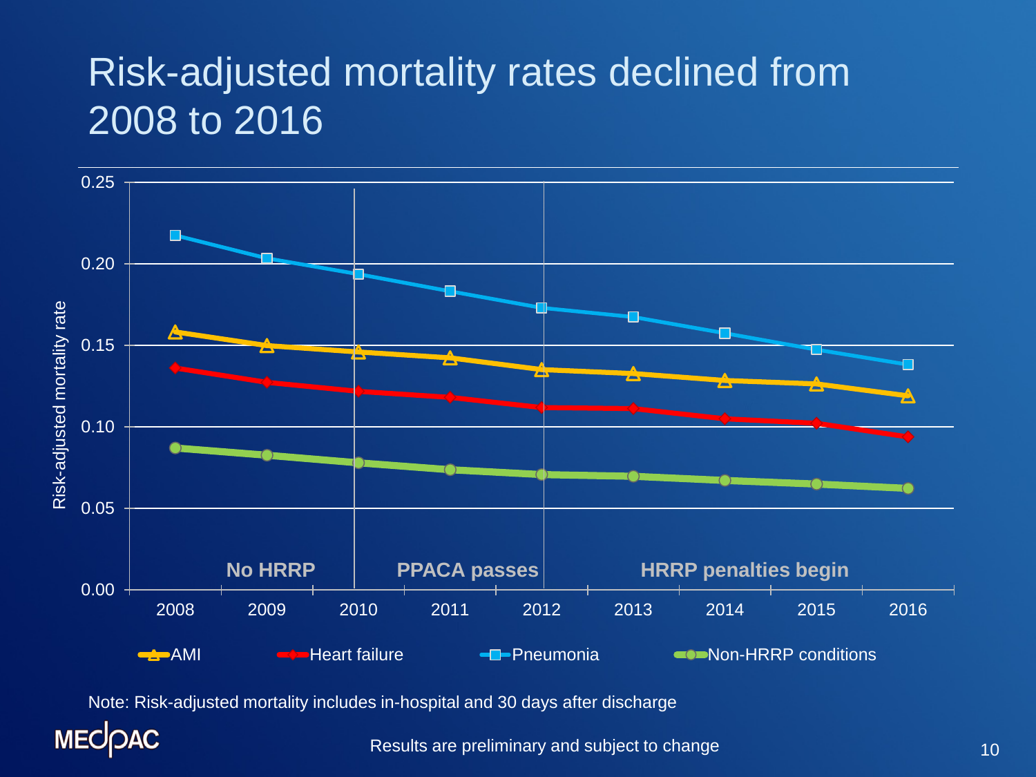# Risk-adjusted mortality rates declined from 2008 to 2016

Risk-adjusted mortality rate

| Year | AMI | Heart failure | Pneumonia | Non-HRRP conditions |
|---|---|---|---|---|
| 2008 | 0.158 | 0.136 | 0.217 | 0.087 |
| 2009 | 0.150 | 0.127 | 0.203 | 0.083 |
| 2010 | 0.146 | 0.122 | 0.193 | 0.078 |
| 2011 | 0.142 | 0.118 | 0.183 | 0.074 |
| 2012 | 0.135 | 0.112 | 0.173 | 0.071 |
| 2013 | 0.133 | 0.111 | 0.167 | 0.070 |
| 2014 | 0.129 | 0.105 | 0.157 | 0.067 |
| 2015 | 0.127 | 0.102 | 0.147 | 0.065 |
| 2016 | 0.119 | 0.094 | 0.138 | 0.062 |

No HRRP | PPACA passes | HRRP penalties begin

Note: Risk-adjusted mortality includes in-hospital and 30 days after discharge

Results are preliminary and subject to change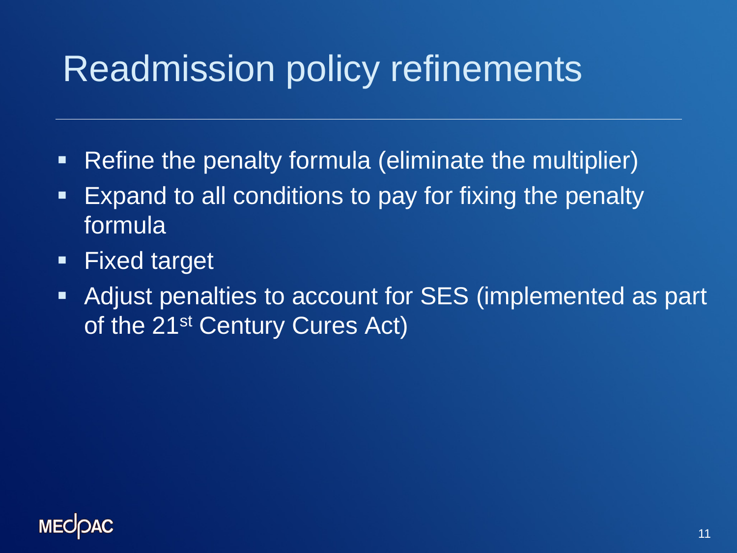# Readmission policy refinements

- Refine the penalty formula (eliminate the multiplier)
- Expand to all conditions to pay for fixing the penalty formula
- Fixed target
- Adjust penalties to account for SES (implemented as part of the 21st Century Cures Act)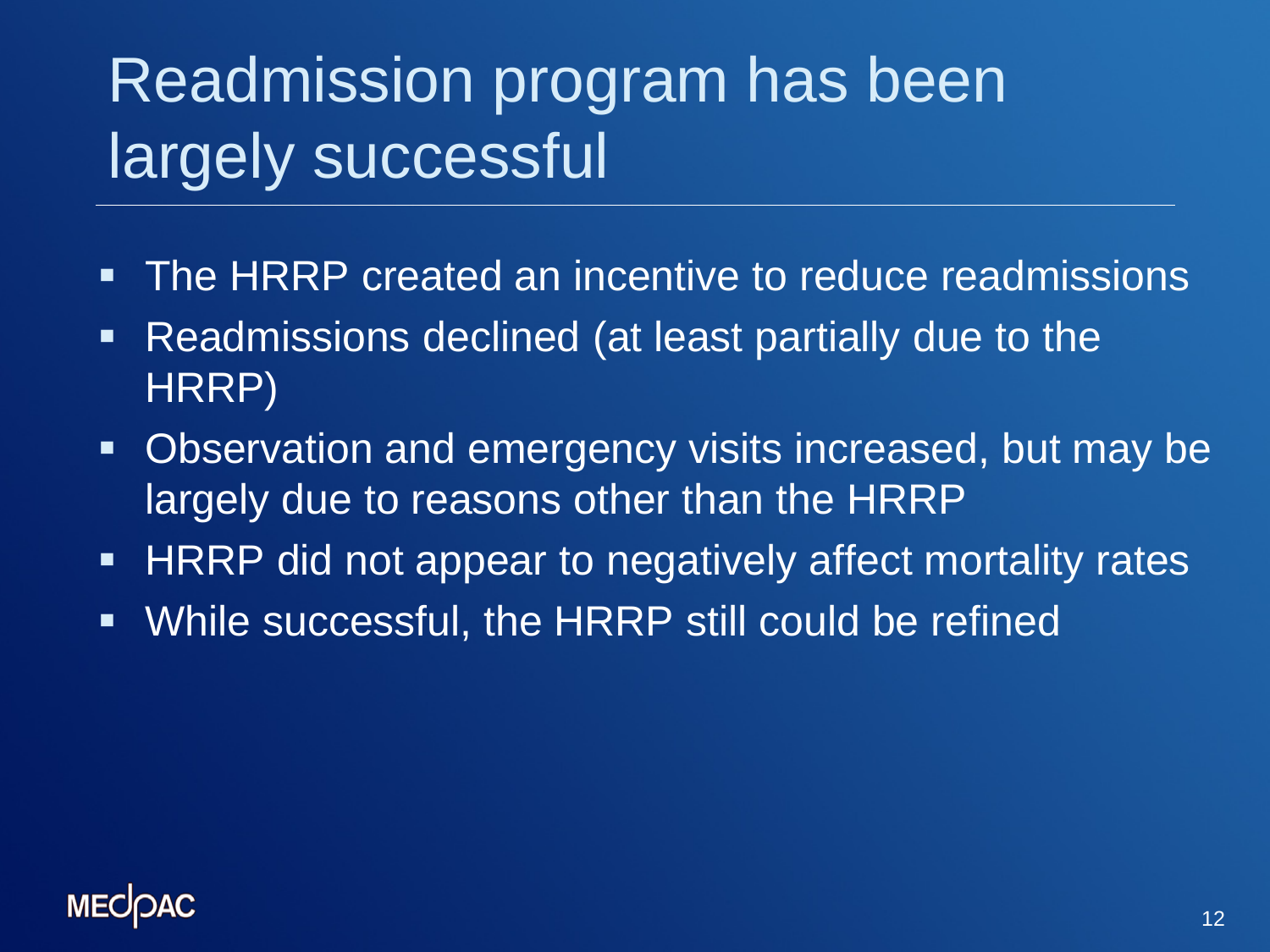# Readmission program has been largely successful

- The HRRP created an incentive to reduce readmissions
- Readmissions declined (at least partially due to the HRRP)
- Observation and emergency visits increased, but may be largely due to reasons other than the HRRP
- HRRP did not appear to negatively affect mortality rates
- While successful, the HRRP still could be refined

MEDPAC